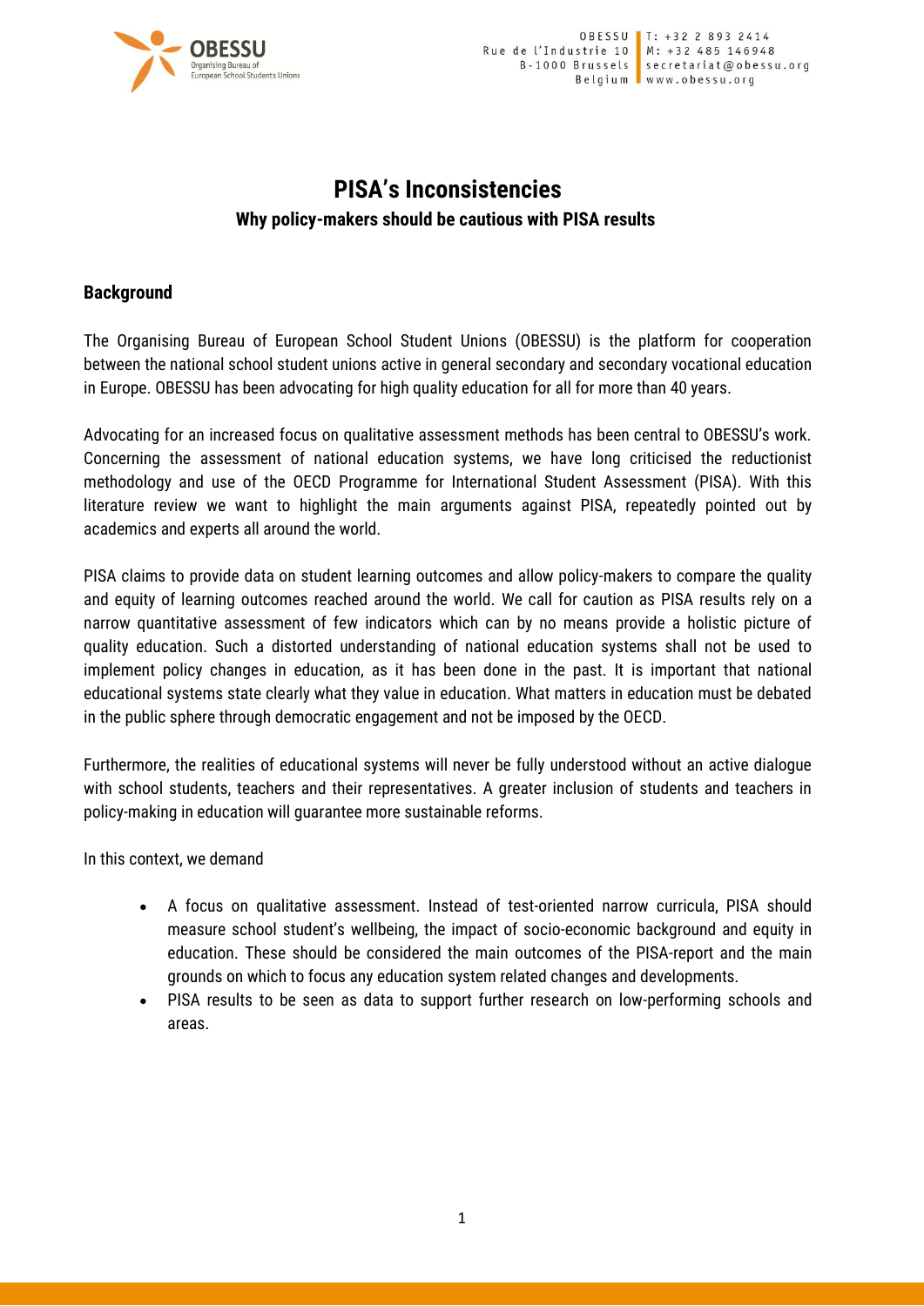# PISA's Inconsistencies

## Why policy-makers should be cautious with PISA results

### Background

The Organising Bureau of European School Student Unions (OBESSU) is the platform for cooperation between the national school student unions active in general secondary and secondary vocational education in Europe. OBESSU has been advocating for high quality education for all for more than 40 years.

Advocating for an increased focus on qualitative assessment methods has been central to OBESSU's work. Concerning the assessment of national education systems, we have long criticised the reductionist methodology and use of the OECD Programme for International Student Assessment (PISA). With this literature review we want to highlight the main arguments against PISA, repeatedly pointed out by academics and experts all around the world.

PISA claims to provide data on student learning outcomes and allow policy-makers to compare the quality and equity of learning outcomes reached around the world. We call for caution as PISA results rely on a narrow quantitative assessment of few indicators which can by no means provide a holistic picture of quality education. Such a distorted understanding of national education systems shall not be used to implement policy changes in education, as it has been done in the past. It is important that national educational systems state clearly what they value in education. What matters in education must be debated in the public sphere through democratic engagement and not be imposed by the OECD.

Furthermore, the realities of educational systems will never be fully understood without an active dialogue with school students, teachers and their representatives. A greater inclusion of students and teachers in policy-making in education will guarantee more sustainable reforms.

In this context, we demand

- A focus on qualitative assessment. Instead of test-oriented narrow curricula, PISA should measure school student's wellbeing, the impact of socio-economic background and equity in education. These should be considered the main outcomes of the PISA-report and the main grounds on which to focus any education system related changes and developments.
- PISA results to be seen as data to support further research on low-performing schools and areas.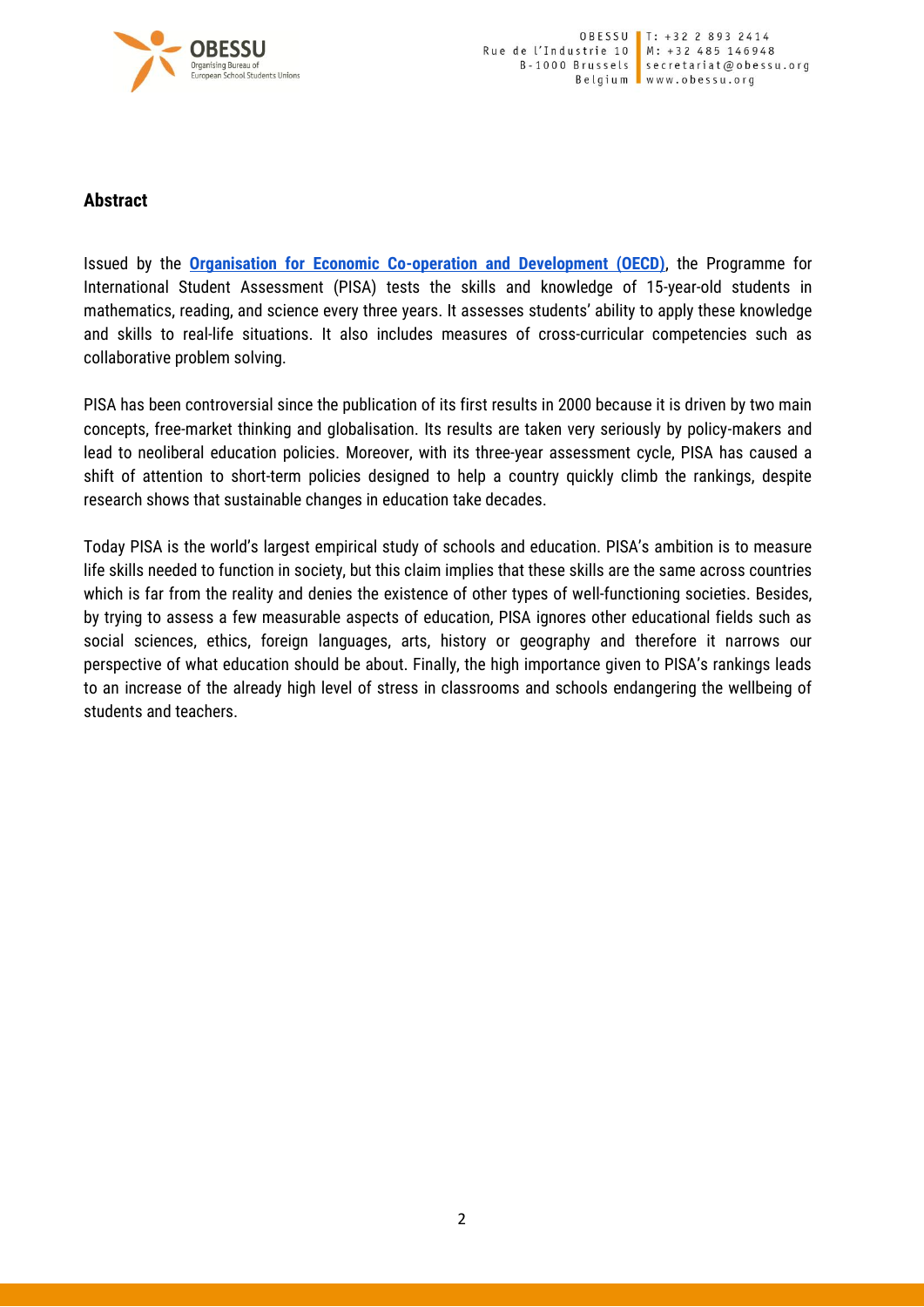## Abstract

Issued by the **Organisation for Economic Co-operation and Development (OECD)**, the Programme for International Student Assessment (PISA) tests the skills and knowledge of 15-year-old students in mathematics, reading, and science every three years. It assesses students' ability to apply these knowledge and skills to real-life situations. It also includes measures of cross-curricular competencies such as collaborative problem solving.

PISA has been controversial since the publication of its first results in 2000 because it is driven by two main concepts, free-market thinking and globalisation. Its results are taken very seriously by policy-makers and lead to neoliberal education policies. Moreover, with its three-year assessment cycle, PISA has caused a shift of attention to short-term policies designed to help a country quickly climb the rankings, despite research shows that sustainable changes in education take decades.

Today PISA is the world's largest empirical study of schools and education. PISA's ambition is to measure life skills needed to function in society, but this claim implies that these skills are the same across countries which is far from the reality and denies the existence of other types of well-functioning societies. Besides, by trying to assess a few measurable aspects of education, PISA ignores other educational fields such as social sciences, ethics, foreign languages, arts, history or geography and therefore it narrows our perspective of what education should be about. Finally, the high importance given to PISA's rankings leads to an increase of the already high level of stress in classrooms and schools endangering the wellbeing of students and teachers.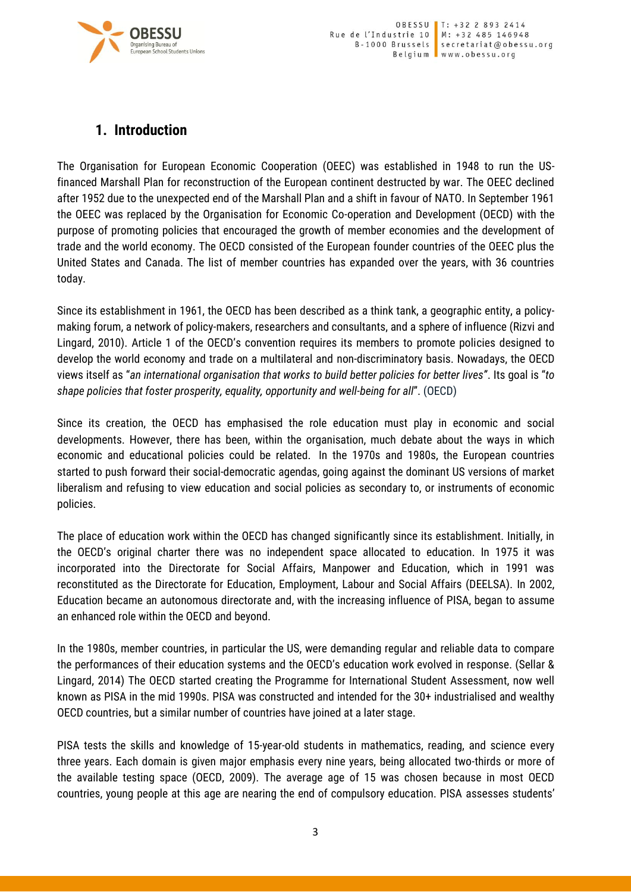## 1. Introduction

The Organisation for European Economic Cooperation (OEEC) was established in 1948 to run the US-financed Marshall Plan for reconstruction of the European continent destructed by war. The OEEC declined after 1952 due to the unexpected end of the Marshall Plan and a shift in favour of NATO. In September 1961 the OEEC was replaced by the Organisation for Economic Co-operation and Development (OECD) with the purpose of promoting policies that encouraged the growth of member economies and the development of trade and the world economy. The OECD consisted of the European founder countries of the OEEC plus the United States and Canada. The list of member countries has expanded over the years, with 36 countries today.

Since its establishment in 1961, the OECD has been described as a think tank, a geographic entity, a policy-making forum, a network of policy-makers, researchers and consultants, and a sphere of influence (Rizvi and Lingard, 2010). Article 1 of the OECD's convention requires its members to promote policies designed to develop the world economy and trade on a multilateral and non-discriminatory basis. Nowadays, the OECD views itself as "*an international organisation that works to build better policies for better lives"*. Its goal is "*to shape policies that foster prosperity, equality, opportunity and well-being for all*". (OECD)

Since its creation, the OECD has emphasised the role education must play in economic and social developments. However, there has been, within the organisation, much debate about the ways in which economic and educational policies could be related. In the 1970s and 1980s, the European countries started to push forward their social-democratic agendas, going against the dominant US versions of market liberalism and refusing to view education and social policies as secondary to, or instruments of economic policies.

The place of education work within the OECD has changed significantly since its establishment. Initially, in the OECD's original charter there was no independent space allocated to education. In 1975 it was incorporated into the Directorate for Social Affairs, Manpower and Education, which in 1991 was reconstituted as the Directorate for Education, Employment, Labour and Social Affairs (DEELSA). In 2002, Education became an autonomous directorate and, with the increasing influence of PISA, began to assume an enhanced role within the OECD and beyond.

In the 1980s, member countries, in particular the US, were demanding regular and reliable data to compare the performances of their education systems and the OECD's education work evolved in response. (Sellar & Lingard, 2014) The OECD started creating the Programme for International Student Assessment, now well known as PISA in the mid 1990s. PISA was constructed and intended for the 30+ industrialised and wealthy OECD countries, but a similar number of countries have joined at a later stage.

PISA tests the skills and knowledge of 15-year-old students in mathematics, reading, and science every three years. Each domain is given major emphasis every nine years, being allocated two-thirds or more of the available testing space (OECD, 2009). The average age of 15 was chosen because in most OECD countries, young people at this age are nearing the end of compulsory education. PISA assesses students'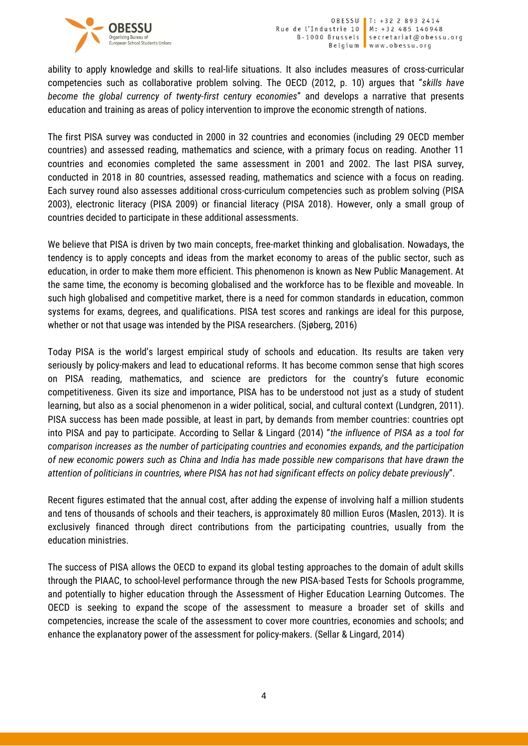ability to apply knowledge and skills to real-life situations. It also includes measures of cross-curricular competencies such as collaborative problem solving. The OECD (2012, p. 10) argues that "*skills have become the global currency of twenty-first century economies*" and develops a narrative that presents education and training as areas of policy intervention to improve the economic strength of nations.

The first PISA survey was conducted in 2000 in 32 countries and economies (including 29 OECD member countries) and assessed reading, mathematics and science, with a primary focus on reading. Another 11 countries and economies completed the same assessment in 2001 and 2002. The last PISA survey, conducted in 2018 in 80 countries, assessed reading, mathematics and science with a focus on reading. Each survey round also assesses additional cross-curriculum competencies such as problem solving (PISA 2003), electronic literacy (PISA 2009) or financial literacy (PISA 2018). However, only a small group of countries decided to participate in these additional assessments.

We believe that PISA is driven by two main concepts, free-market thinking and globalisation. Nowadays, the tendency is to apply concepts and ideas from the market economy to areas of the public sector, such as education, in order to make them more efficient. This phenomenon is known as New Public Management. At the same time, the economy is becoming globalised and the workforce has to be flexible and moveable. In such high globalised and competitive market, there is a need for common standards in education, common systems for exams, degrees, and qualifications. PISA test scores and rankings are ideal for this purpose, whether or not that usage was intended by the PISA researchers. (Sjøberg, 2016)

Today PISA is the world's largest empirical study of schools and education. Its results are taken very seriously by policy-makers and lead to educational reforms. It has become common sense that high scores on PISA reading, mathematics, and science are predictors for the country's future economic competitiveness. Given its size and importance, PISA has to be understood not just as a study of student learning, but also as a social phenomenon in a wider political, social, and cultural context (Lundgren, 2011). PISA success has been made possible, at least in part, by demands from member countries: countries opt into PISA and pay to participate. According to Sellar & Lingard (2014) "*the influence of PISA as a tool for comparison increases as the number of participating countries and economies expands, and the participation of new economic powers such as China and India has made possible new comparisons that have drawn the attention of politicians in countries, where PISA has not had significant effects on policy debate previously*".

Recent figures estimated that the annual cost, after adding the expense of involving half a million students and tens of thousands of schools and their teachers, is approximately 80 million Euros (Maslen, 2013). It is exclusively financed through direct contributions from the participating countries, usually from the education ministries.

The success of PISA allows the OECD to expand its global testing approaches to the domain of adult skills through the PIAAC, to school-level performance through the new PISA-based Tests for Schools programme, and potentially to higher education through the Assessment of Higher Education Learning Outcomes. The OECD is seeking to expand the scope of the assessment to measure a broader set of skills and competencies, increase the scale of the assessment to cover more countries, economies and schools; and enhance the explanatory power of the assessment for policy-makers. (Sellar & Lingard, 2014)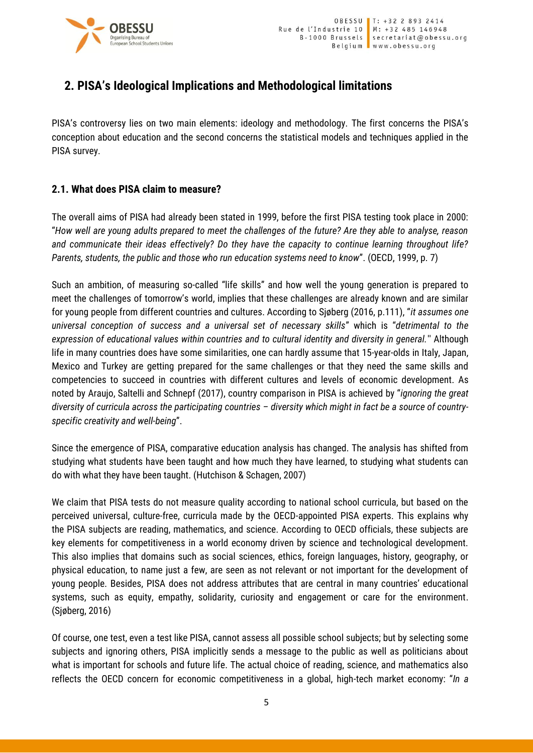## 2. PISA's Ideological Implications and Methodological limitations

PISA's controversy lies on two main elements: ideology and methodology. The first concerns the PISA's conception about education and the second concerns the statistical models and techniques applied in the PISA survey.

### 2.1. What does PISA claim to measure?

The overall aims of PISA had already been stated in 1999, before the first PISA testing took place in 2000: "*How well are young adults prepared to meet the challenges of the future? Are they able to analyse, reason and communicate their ideas effectively? Do they have the capacity to continue learning throughout life? Parents, students, the public and those who run education systems need to know*". (OECD, 1999, p. 7)

Such an ambition, of measuring so-called "life skills" and how well the young generation is prepared to meet the challenges of tomorrow's world, implies that these challenges are already known and are similar for young people from different countries and cultures. According to Sjøberg (2016, p.111), "*it assumes one universal conception of success and a universal set of necessary skills*" which is "*detrimental to the expression of educational values within countries and to cultural identity and diversity in general.*" Although life in many countries does have some similarities, one can hardly assume that 15-year-olds in Italy, Japan, Mexico and Turkey are getting prepared for the same challenges or that they need the same skills and competencies to succeed in countries with different cultures and levels of economic development. As noted by Araujo, Saltelli and Schnepf (2017), country comparison in PISA is achieved by "*ignoring the great diversity of curricula across the participating countries – diversity which might in fact be a source of country-specific creativity and well-being*".

Since the emergence of PISA, comparative education analysis has changed. The analysis has shifted from studying what students have been taught and how much they have learned, to studying what students can do with what they have been taught. (Hutchison & Schagen, 2007)

We claim that PISA tests do not measure quality according to national school curricula, but based on the perceived universal, culture-free, curricula made by the OECD-appointed PISA experts. This explains why the PISA subjects are reading, mathematics, and science. According to OECD officials, these subjects are key elements for competitiveness in a world economy driven by science and technological development. This also implies that domains such as social sciences, ethics, foreign languages, history, geography, or physical education, to name just a few, are seen as not relevant or not important for the development of young people. Besides, PISA does not address attributes that are central in many countries' educational systems, such as equity, empathy, solidarity, curiosity and engagement or care for the environment. (Sjøberg, 2016)

Of course, one test, even a test like PISA, cannot assess all possible school subjects; but by selecting some subjects and ignoring others, PISA implicitly sends a message to the public as well as politicians about what is important for schools and future life. The actual choice of reading, science, and mathematics also reflects the OECD concern for economic competitiveness in a global, high-tech market economy: "*In a*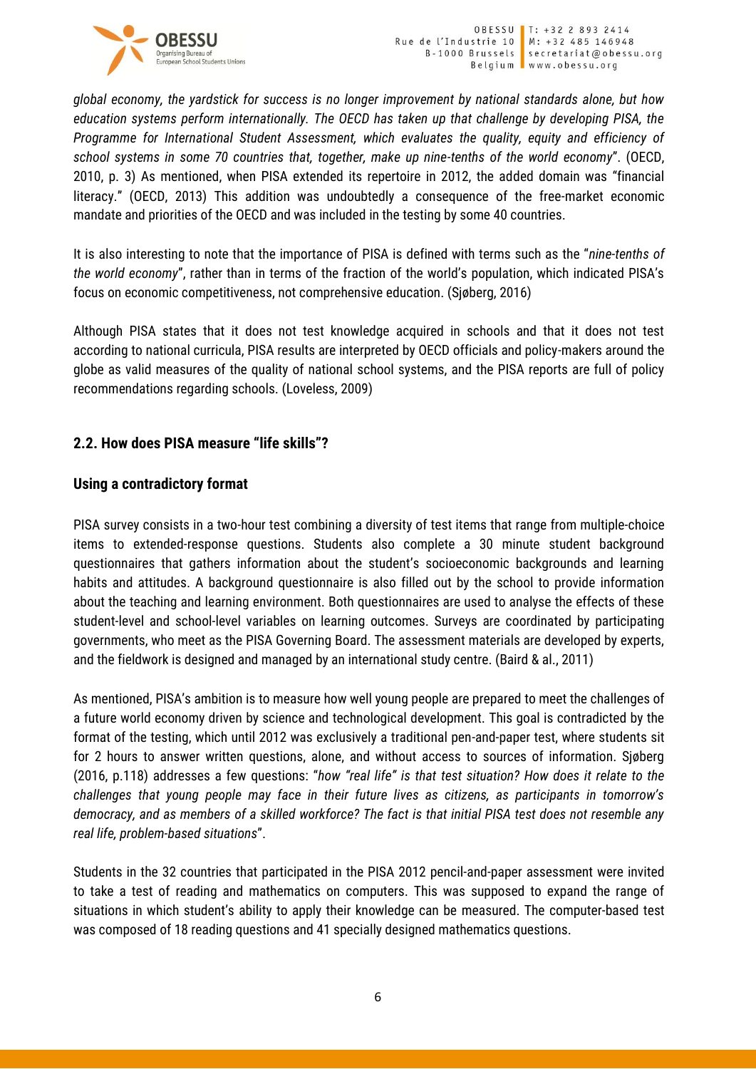*global economy, the yardstick for success is no longer improvement by national standards alone, but how education systems perform internationally. The OECD has taken up that challenge by developing PISA, the Programme for International Student Assessment, which evaluates the quality, equity and efficiency of school systems in some 70 countries that, together, make up nine-tenths of the world economy*". (OECD, 2010, p. 3) As mentioned, when PISA extended its repertoire in 2012, the added domain was "financial literacy." (OECD, 2013) This addition was undoubtedly a consequence of the free-market economic mandate and priorities of the OECD and was included in the testing by some 40 countries.

It is also interesting to note that the importance of PISA is defined with terms such as the "*nine-tenths of the world economy*", rather than in terms of the fraction of the world's population, which indicated PISA's focus on economic competitiveness, not comprehensive education. (Sjøberg, 2016)

Although PISA states that it does not test knowledge acquired in schools and that it does not test according to national curricula, PISA results are interpreted by OECD officials and policy-makers around the globe as valid measures of the quality of national school systems, and the PISA reports are full of policy recommendations regarding schools. (Loveless, 2009)

## 2.2. How does PISA measure "life skills"?

### Using a contradictory format

PISA survey consists in a two-hour test combining a diversity of test items that range from multiple-choice items to extended-response questions. Students also complete a 30 minute student background questionnaires that gathers information about the student's socioeconomic backgrounds and learning habits and attitudes. A background questionnaire is also filled out by the school to provide information about the teaching and learning environment. Both questionnaires are used to analyse the effects of these student-level and school-level variables on learning outcomes. Surveys are coordinated by participating governments, who meet as the PISA Governing Board. The assessment materials are developed by experts, and the fieldwork is designed and managed by an international study centre. (Baird & al., 2011)

As mentioned, PISA's ambition is to measure how well young people are prepared to meet the challenges of a future world economy driven by science and technological development. This goal is contradicted by the format of the testing, which until 2012 was exclusively a traditional pen-and-paper test, where students sit for 2 hours to answer written questions, alone, and without access to sources of information. Sjøberg (2016, p.118) addresses a few questions: "*how "real life" is that test situation? How does it relate to the challenges that young people may face in their future lives as citizens, as participants in tomorrow's democracy, and as members of a skilled workforce? The fact is that initial PISA test does not resemble any real life, problem-based situations*".

Students in the 32 countries that participated in the PISA 2012 pencil-and-paper assessment were invited to take a test of reading and mathematics on computers. This was supposed to expand the range of situations in which student's ability to apply their knowledge can be measured. The computer-based test was composed of 18 reading questions and 41 specially designed mathematics questions.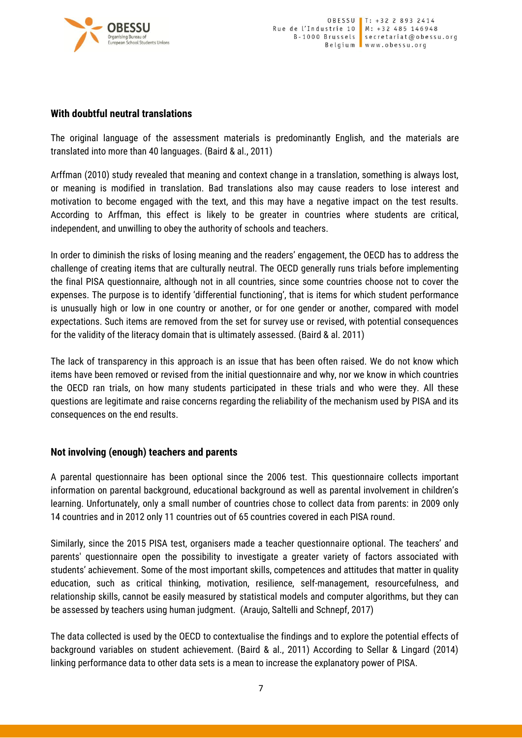### With doubtful neutral translations

The original language of the assessment materials is predominantly English, and the materials are translated into more than 40 languages. (Baird & al., 2011)

Arffman (2010) study revealed that meaning and context change in a translation, something is always lost, or meaning is modified in translation. Bad translations also may cause readers to lose interest and motivation to become engaged with the text, and this may have a negative impact on the test results. According to Arffman, this effect is likely to be greater in countries where students are critical, independent, and unwilling to obey the authority of schools and teachers.

In order to diminish the risks of losing meaning and the readers' engagement, the OECD has to address the challenge of creating items that are culturally neutral. The OECD generally runs trials before implementing the final PISA questionnaire, although not in all countries, since some countries choose not to cover the expenses. The purpose is to identify 'differential functioning', that is items for which student performance is unusually high or low in one country or another, or for one gender or another, compared with model expectations. Such items are removed from the set for survey use or revised, with potential consequences for the validity of the literacy domain that is ultimately assessed. (Baird & al. 2011)

The lack of transparency in this approach is an issue that has been often raised. We do not know which items have been removed or revised from the initial questionnaire and why, nor we know in which countries the OECD ran trials, on how many students participated in these trials and who were they. All these questions are legitimate and raise concerns regarding the reliability of the mechanism used by PISA and its consequences on the end results.

### Not involving (enough) teachers and parents

A parental questionnaire has been optional since the 2006 test. This questionnaire collects important information on parental background, educational background as well as parental involvement in children's learning. Unfortunately, only a small number of countries chose to collect data from parents: in 2009 only 14 countries and in 2012 only 11 countries out of 65 countries covered in each PISA round.

Similarly, since the 2015 PISA test, organisers made a teacher questionnaire optional. The teachers' and parents' questionnaire open the possibility to investigate a greater variety of factors associated with students' achievement. Some of the most important skills, competences and attitudes that matter in quality education, such as critical thinking, motivation, resilience, self-management, resourcefulness, and relationship skills, cannot be easily measured by statistical models and computer algorithms, but they can be assessed by teachers using human judgment. (Araujo, Saltelli and Schnepf, 2017)

The data collected is used by the OECD to contextualise the findings and to explore the potential effects of background variables on student achievement. (Baird & al., 2011) According to Sellar & Lingard (2014) linking performance data to other data sets is a mean to increase the explanatory power of PISA.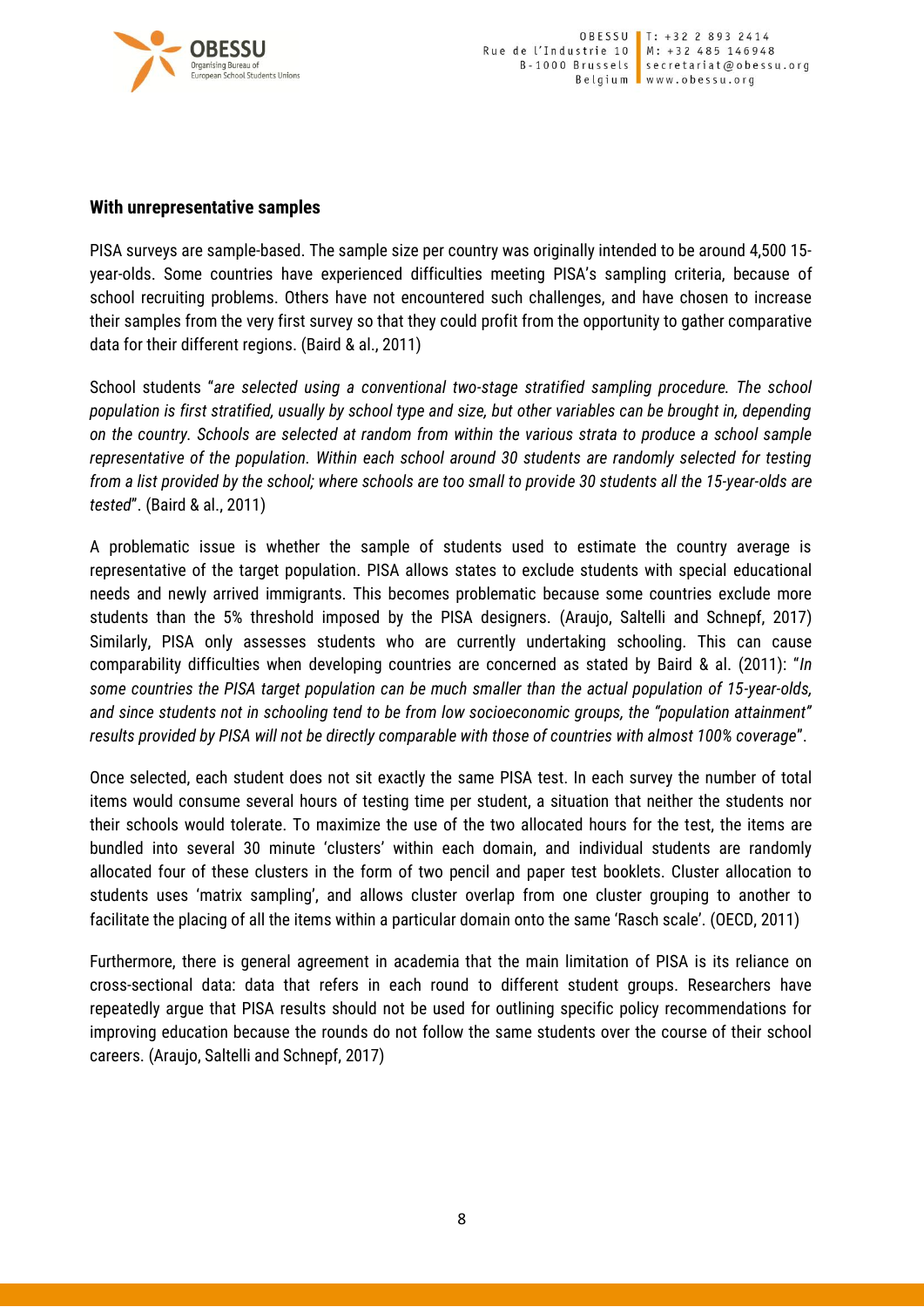### With unrepresentative samples

PISA surveys are sample-based. The sample size per country was originally intended to be around 4,500 15-year-olds. Some countries have experienced difficulties meeting PISA's sampling criteria, because of school recruiting problems. Others have not encountered such challenges, and have chosen to increase their samples from the very first survey so that they could profit from the opportunity to gather comparative data for their different regions. (Baird & al., 2011)

School students "*are selected using a conventional two-stage stratified sampling procedure. The school population is first stratified, usually by school type and size, but other variables can be brought in, depending on the country. Schools are selected at random from within the various strata to produce a school sample representative of the population. Within each school around 30 students are randomly selected for testing from a list provided by the school; where schools are too small to provide 30 students all the 15-year-olds are tested*". (Baird & al., 2011)

A problematic issue is whether the sample of students used to estimate the country average is representative of the target population. PISA allows states to exclude students with special educational needs and newly arrived immigrants. This becomes problematic because some countries exclude more students than the 5% threshold imposed by the PISA designers. (Araujo, Saltelli and Schnepf, 2017) Similarly, PISA only assesses students who are currently undertaking schooling. This can cause comparability difficulties when developing countries are concerned as stated by Baird & al. (2011): "*In some countries the PISA target population can be much smaller than the actual population of 15-year-olds, and since students not in schooling tend to be from low socioeconomic groups, the "population attainment" results provided by PISA will not be directly comparable with those of countries with almost 100% coverage*".

Once selected, each student does not sit exactly the same PISA test. In each survey the number of total items would consume several hours of testing time per student, a situation that neither the students nor their schools would tolerate. To maximize the use of the two allocated hours for the test, the items are bundled into several 30 minute 'clusters' within each domain, and individual students are randomly allocated four of these clusters in the form of two pencil and paper test booklets. Cluster allocation to students uses 'matrix sampling', and allows cluster overlap from one cluster grouping to another to facilitate the placing of all the items within a particular domain onto the same 'Rasch scale'. (OECD, 2011)

Furthermore, there is general agreement in academia that the main limitation of PISA is its reliance on cross-sectional data: data that refers in each round to different student groups. Researchers have repeatedly argue that PISA results should not be used for outlining specific policy recommendations for improving education because the rounds do not follow the same students over the course of their school careers. (Araujo, Saltelli and Schnepf, 2017)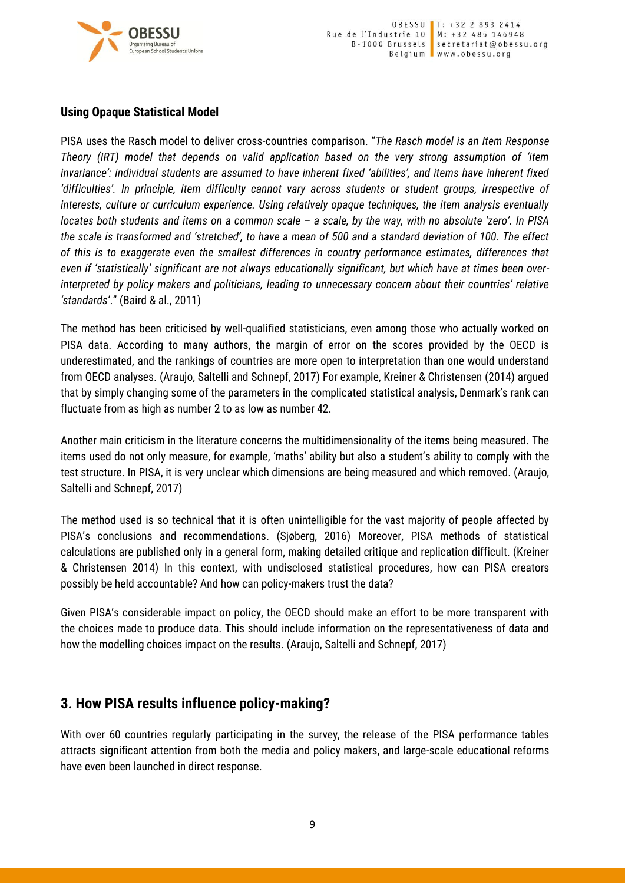### Using Opaque Statistical Model

PISA uses the Rasch model to deliver cross-countries comparison. "*The Rasch model is an Item Response Theory (IRT) model that depends on valid application based on the very strong assumption of 'item invariance': individual students are assumed to have inherent fixed 'abilities', and items have inherent fixed 'difficulties'. In principle, item difficulty cannot vary across students or student groups, irrespective of interests, culture or curriculum experience. Using relatively opaque techniques, the item analysis eventually locates both students and items on a common scale – a scale, by the way, with no absolute 'zero'. In PISA the scale is transformed and 'stretched', to have a mean of 500 and a standard deviation of 100. The effect of this is to exaggerate even the smallest differences in country performance estimates, differences that even if 'statistically' significant are not always educationally significant, but which have at times been over-interpreted by policy makers and politicians, leading to unnecessary concern about their countries' relative 'standards'.*" (Baird & al., 2011)

The method has been criticised by well-qualified statisticians, even among those who actually worked on PISA data. According to many authors, the margin of error on the scores provided by the OECD is underestimated, and the rankings of countries are more open to interpretation than one would understand from OECD analyses. (Araujo, Saltelli and Schnepf, 2017) For example, Kreiner & Christensen (2014) argued that by simply changing some of the parameters in the complicated statistical analysis, Denmark's rank can fluctuate from as high as number 2 to as low as number 42.

Another main criticism in the literature concerns the multidimensionality of the items being measured. The items used do not only measure, for example, 'maths' ability but also a student's ability to comply with the test structure. In PISA, it is very unclear which dimensions are being measured and which removed. (Araujo, Saltelli and Schnepf, 2017)

The method used is so technical that it is often unintelligible for the vast majority of people affected by PISA's conclusions and recommendations. (Sjøberg, 2016) Moreover, PISA methods of statistical calculations are published only in a general form, making detailed critique and replication difficult. (Kreiner & Christensen 2014) In this context, with undisclosed statistical procedures, how can PISA creators possibly be held accountable? And how can policy-makers trust the data?

Given PISA's considerable impact on policy, the OECD should make an effort to be more transparent with the choices made to produce data. This should include information on the representativeness of data and how the modelling choices impact on the results. (Araujo, Saltelli and Schnepf, 2017)

## 3. How PISA results influence policy-making?

With over 60 countries regularly participating in the survey, the release of the PISA performance tables attracts significant attention from both the media and policy makers, and large-scale educational reforms have even been launched in direct response.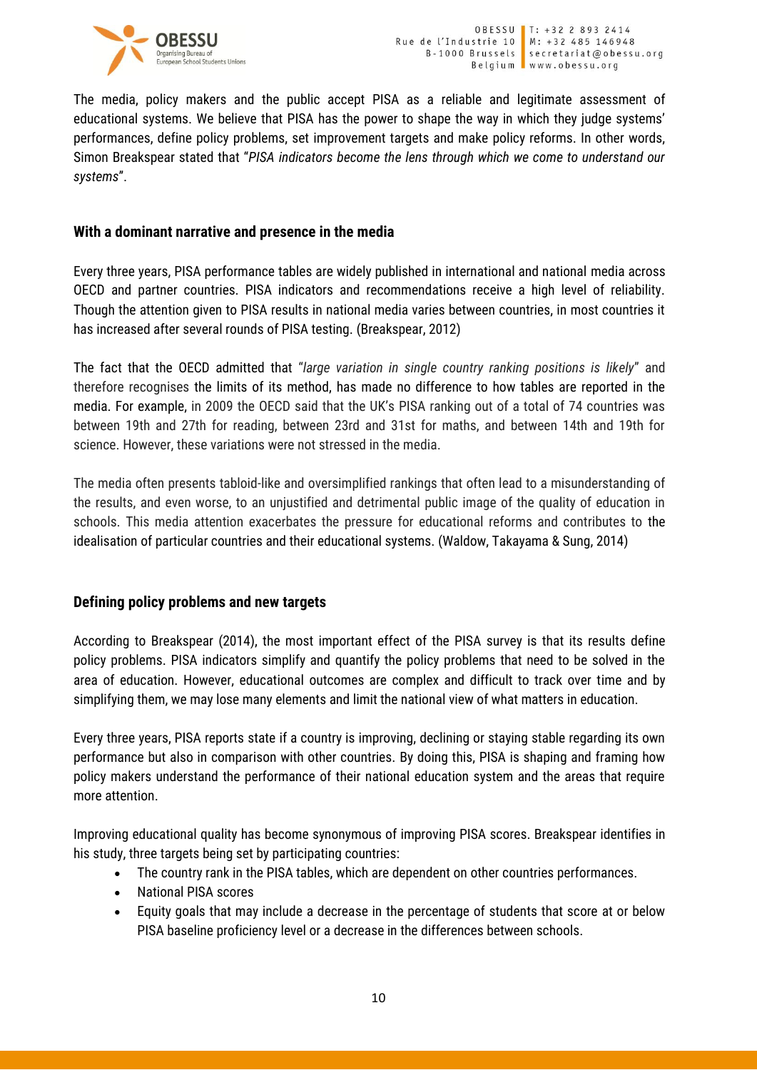The media, policy makers and the public accept PISA as a reliable and legitimate assessment of educational systems. We believe that PISA has the power to shape the way in which they judge systems' performances, define policy problems, set improvement targets and make policy reforms. In other words, Simon Breakspear stated that "*PISA indicators become the lens through which we come to understand our systems*".

## With a dominant narrative and presence in the media

Every three years, PISA performance tables are widely published in international and national media across OECD and partner countries. PISA indicators and recommendations receive a high level of reliability. Though the attention given to PISA results in national media varies between countries, in most countries it has increased after several rounds of PISA testing. (Breakspear, 2012)

The fact that the OECD admitted that "*large variation in single country ranking positions is likely*" and therefore recognises the limits of its method, has made no difference to how tables are reported in the media. For example, in 2009 the OECD said that the UK's PISA ranking out of a total of 74 countries was between 19th and 27th for reading, between 23rd and 31st for maths, and between 14th and 19th for science. However, these variations were not stressed in the media.

The media often presents tabloid-like and oversimplified rankings that often lead to a misunderstanding of the results, and even worse, to an unjustified and detrimental public image of the quality of education in schools. This media attention exacerbates the pressure for educational reforms and contributes to the idealisation of particular countries and their educational systems. (Waldow, Takayama & Sung, 2014)

## Defining policy problems and new targets

According to Breakspear (2014), the most important effect of the PISA survey is that its results define policy problems. PISA indicators simplify and quantify the policy problems that need to be solved in the area of education. However, educational outcomes are complex and difficult to track over time and by simplifying them, we may lose many elements and limit the national view of what matters in education.

Every three years, PISA reports state if a country is improving, declining or staying stable regarding its own performance but also in comparison with other countries. By doing this, PISA is shaping and framing how policy makers understand the performance of their national education system and the areas that require more attention.

Improving educational quality has become synonymous of improving PISA scores. Breakspear identifies in his study, three targets being set by participating countries:

- The country rank in the PISA tables, which are dependent on other countries performances.
- National PISA scores
- Equity goals that may include a decrease in the percentage of students that score at or below PISA baseline proficiency level or a decrease in the differences between schools.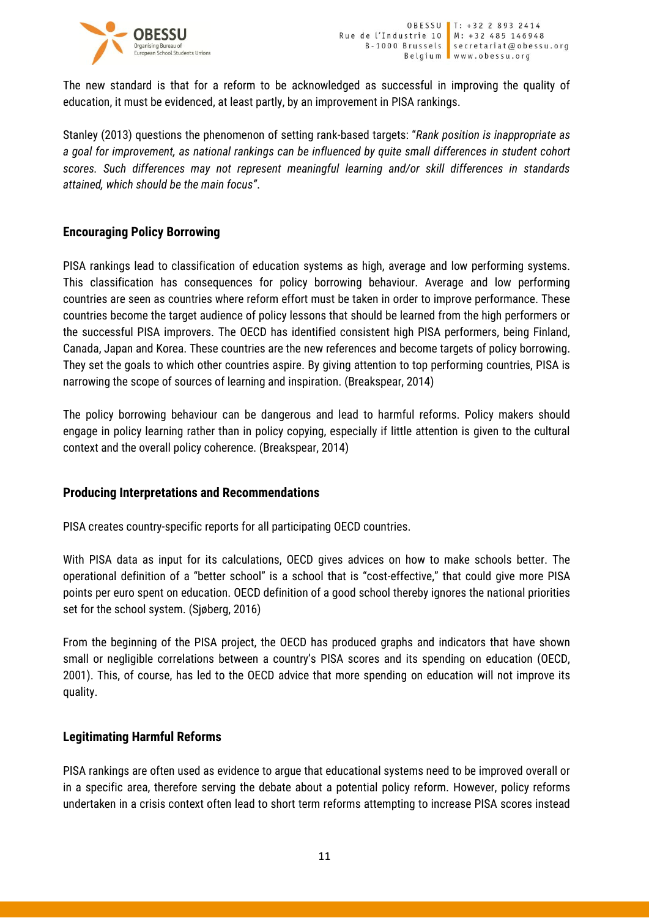The new standard is that for a reform to be acknowledged as successful in improving the quality of education, it must be evidenced, at least partly, by an improvement in PISA rankings.

Stanley (2013) questions the phenomenon of setting rank-based targets: "*Rank position is inappropriate as a goal for improvement, as national rankings can be influenced by quite small differences in student cohort scores. Such differences may not represent meaningful learning and/or skill differences in standards attained, which should be the main focus"*.

## Encouraging Policy Borrowing

PISA rankings lead to classification of education systems as high, average and low performing systems. This classification has consequences for policy borrowing behaviour. Average and low performing countries are seen as countries where reform effort must be taken in order to improve performance. These countries become the target audience of policy lessons that should be learned from the high performers or the successful PISA improvers. The OECD has identified consistent high PISA performers, being Finland, Canada, Japan and Korea. These countries are the new references and become targets of policy borrowing. They set the goals to which other countries aspire. By giving attention to top performing countries, PISA is narrowing the scope of sources of learning and inspiration. (Breakspear, 2014)

The policy borrowing behaviour can be dangerous and lead to harmful reforms. Policy makers should engage in policy learning rather than in policy copying, especially if little attention is given to the cultural context and the overall policy coherence. (Breakspear, 2014)

## Producing Interpretations and Recommendations

PISA creates country-specific reports for all participating OECD countries.

With PISA data as input for its calculations, OECD gives advices on how to make schools better. The operational definition of a "better school" is a school that is "cost-effective," that could give more PISA points per euro spent on education. OECD definition of a good school thereby ignores the national priorities set for the school system. (Sjøberg, 2016)

From the beginning of the PISA project, the OECD has produced graphs and indicators that have shown small or negligible correlations between a country's PISA scores and its spending on education (OECD, 2001). This, of course, has led to the OECD advice that more spending on education will not improve its quality.

## Legitimating Harmful Reforms

PISA rankings are often used as evidence to argue that educational systems need to be improved overall or in a specific area, therefore serving the debate about a potential policy reform. However, policy reforms undertaken in a crisis context often lead to short term reforms attempting to increase PISA scores instead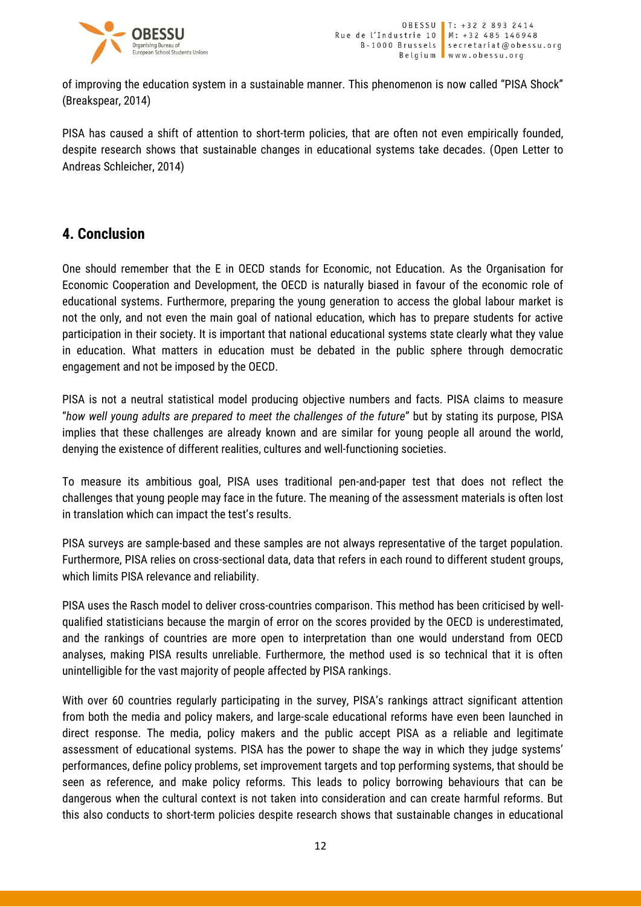of improving the education system in a sustainable manner. This phenomenon is now called "PISA Shock" (Breakspear, 2014)

PISA has caused a shift of attention to short-term policies, that are often not even empirically founded, despite research shows that sustainable changes in educational systems take decades. (Open Letter to Andreas Schleicher, 2014)

## 4. Conclusion

One should remember that the E in OECD stands for Economic, not Education. As the Organisation for Economic Cooperation and Development, the OECD is naturally biased in favour of the economic role of educational systems. Furthermore, preparing the young generation to access the global labour market is not the only, and not even the main goal of national education, which has to prepare students for active participation in their society. It is important that national educational systems state clearly what they value in education. What matters in education must be debated in the public sphere through democratic engagement and not be imposed by the OECD.

PISA is not a neutral statistical model producing objective numbers and facts. PISA claims to measure "*how well young adults are prepared to meet the challenges of the future*" but by stating its purpose, PISA implies that these challenges are already known and are similar for young people all around the world, denying the existence of different realities, cultures and well-functioning societies.

To measure its ambitious goal, PISA uses traditional pen-and-paper test that does not reflect the challenges that young people may face in the future. The meaning of the assessment materials is often lost in translation which can impact the test's results.

PISA surveys are sample-based and these samples are not always representative of the target population. Furthermore, PISA relies on cross-sectional data, data that refers in each round to different student groups, which limits PISA relevance and reliability.

PISA uses the Rasch model to deliver cross-countries comparison. This method has been criticised by well-qualified statisticians because the margin of error on the scores provided by the OECD is underestimated, and the rankings of countries are more open to interpretation than one would understand from OECD analyses, making PISA results unreliable. Furthermore, the method used is so technical that it is often unintelligible for the vast majority of people affected by PISA rankings.

With over 60 countries regularly participating in the survey, PISA's rankings attract significant attention from both the media and policy makers, and large-scale educational reforms have even been launched in direct response. The media, policy makers and the public accept PISA as a reliable and legitimate assessment of educational systems. PISA has the power to shape the way in which they judge systems' performances, define policy problems, set improvement targets and top performing systems, that should be seen as reference, and make policy reforms. This leads to policy borrowing behaviours that can be dangerous when the cultural context is not taken into consideration and can create harmful reforms. But this also conducts to short-term policies despite research shows that sustainable changes in educational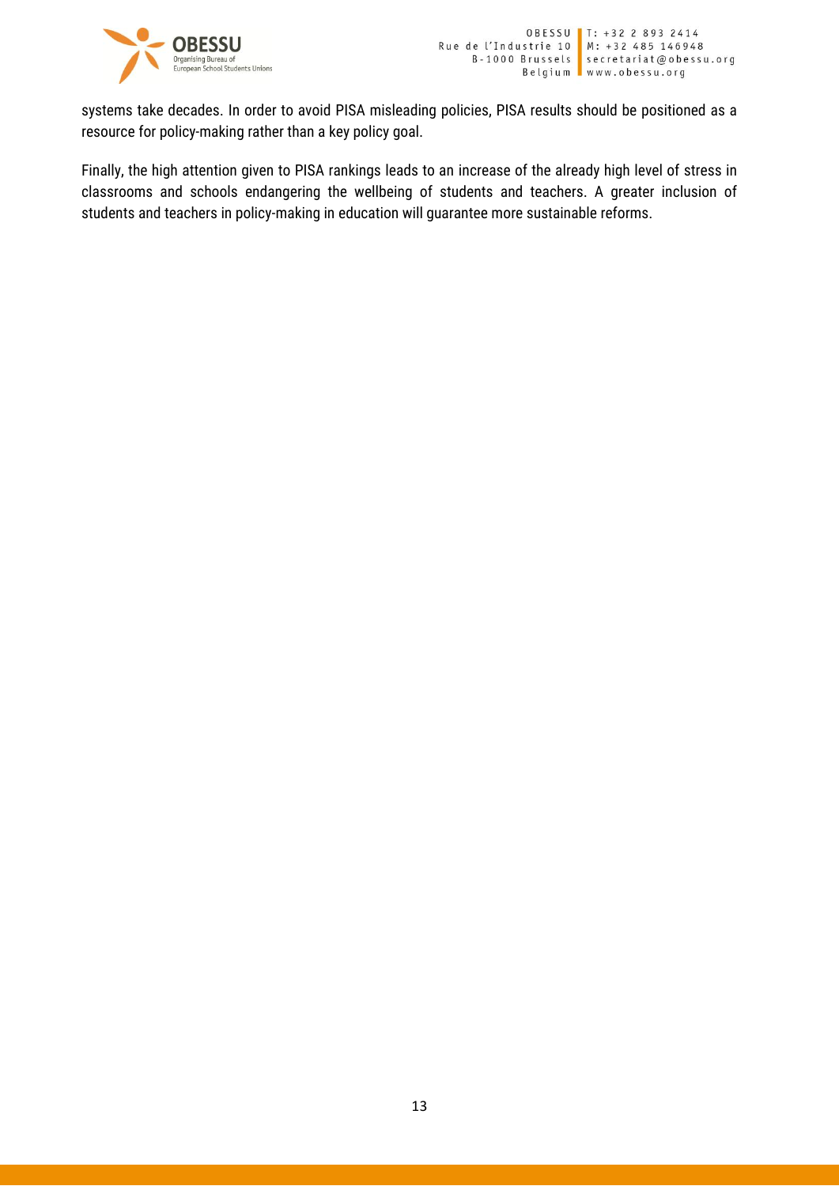systems take decades. In order to avoid PISA misleading policies, PISA results should be positioned as a resource for policy-making rather than a key policy goal.

Finally, the high attention given to PISA rankings leads to an increase of the already high level of stress in classrooms and schools endangering the wellbeing of students and teachers. A greater inclusion of students and teachers in policy-making in education will guarantee more sustainable reforms.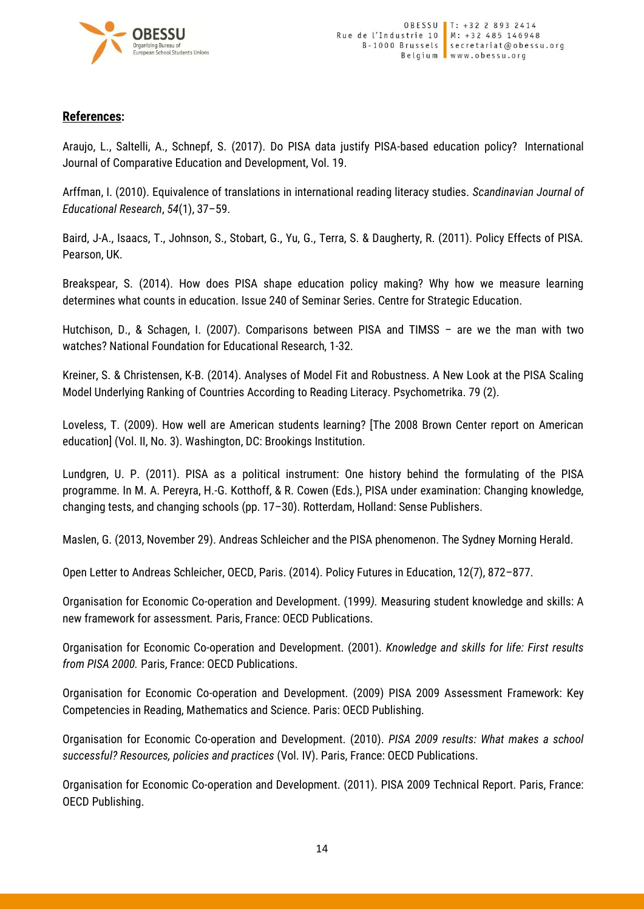**References:**

Araujo, L., Saltelli, A., Schnepf, S. (2017). Do PISA data justify PISA-based education policy? International Journal of Comparative Education and Development, Vol. 19.

Arffman, I. (2010). Equivalence of translations in international reading literacy studies. *Scandinavian Journal of Educational Research*, *54*(1), 37–59.

Baird, J-A., Isaacs, T., Johnson, S., Stobart, G., Yu, G., Terra, S. & Daugherty, R. (2011). Policy Effects of PISA. Pearson, UK.

Breakspear, S. (2014). How does PISA shape education policy making? Why how we measure learning determines what counts in education. Issue 240 of Seminar Series. Centre for Strategic Education.

Hutchison, D., & Schagen, I. (2007). Comparisons between PISA and TIMSS – are we the man with two watches? National Foundation for Educational Research, 1-32.

Kreiner, S. & Christensen, K-B. (2014). Analyses of Model Fit and Robustness. A New Look at the PISA Scaling Model Underlying Ranking of Countries According to Reading Literacy. Psychometrika. 79 (2).

Loveless, T. (2009). How well are American students learning? [The 2008 Brown Center report on American education] (Vol. II, No. 3). Washington, DC: Brookings Institution.

Lundgren, U. P. (2011). PISA as a political instrument: One history behind the formulating of the PISA programme. In M. A. Pereyra, H.-G. Kotthoff, & R. Cowen (Eds.), PISA under examination: Changing knowledge, changing tests, and changing schools (pp. 17–30). Rotterdam, Holland: Sense Publishers.

Maslen, G. (2013, November 29). Andreas Schleicher and the PISA phenomenon. The Sydney Morning Herald.

Open Letter to Andreas Schleicher, OECD, Paris. (2014). Policy Futures in Education, 12(7), 872–877.

Organisation for Economic Co-operation and Development. (1999*).* Measuring student knowledge and skills: A new framework for assessment*.* Paris, France: OECD Publications.

Organisation for Economic Co-operation and Development. (2001). *Knowledge and skills for life: First results from PISA 2000.* Paris, France: OECD Publications.

Organisation for Economic Co-operation and Development. (2009) PISA 2009 Assessment Framework: Key Competencies in Reading, Mathematics and Science. Paris: OECD Publishing.

Organisation for Economic Co-operation and Development. (2010). *PISA 2009 results: What makes a school successful? Resources, policies and practices* (Vol. IV). Paris, France: OECD Publications.

Organisation for Economic Co-operation and Development. (2011). PISA 2009 Technical Report. Paris, France: OECD Publishing.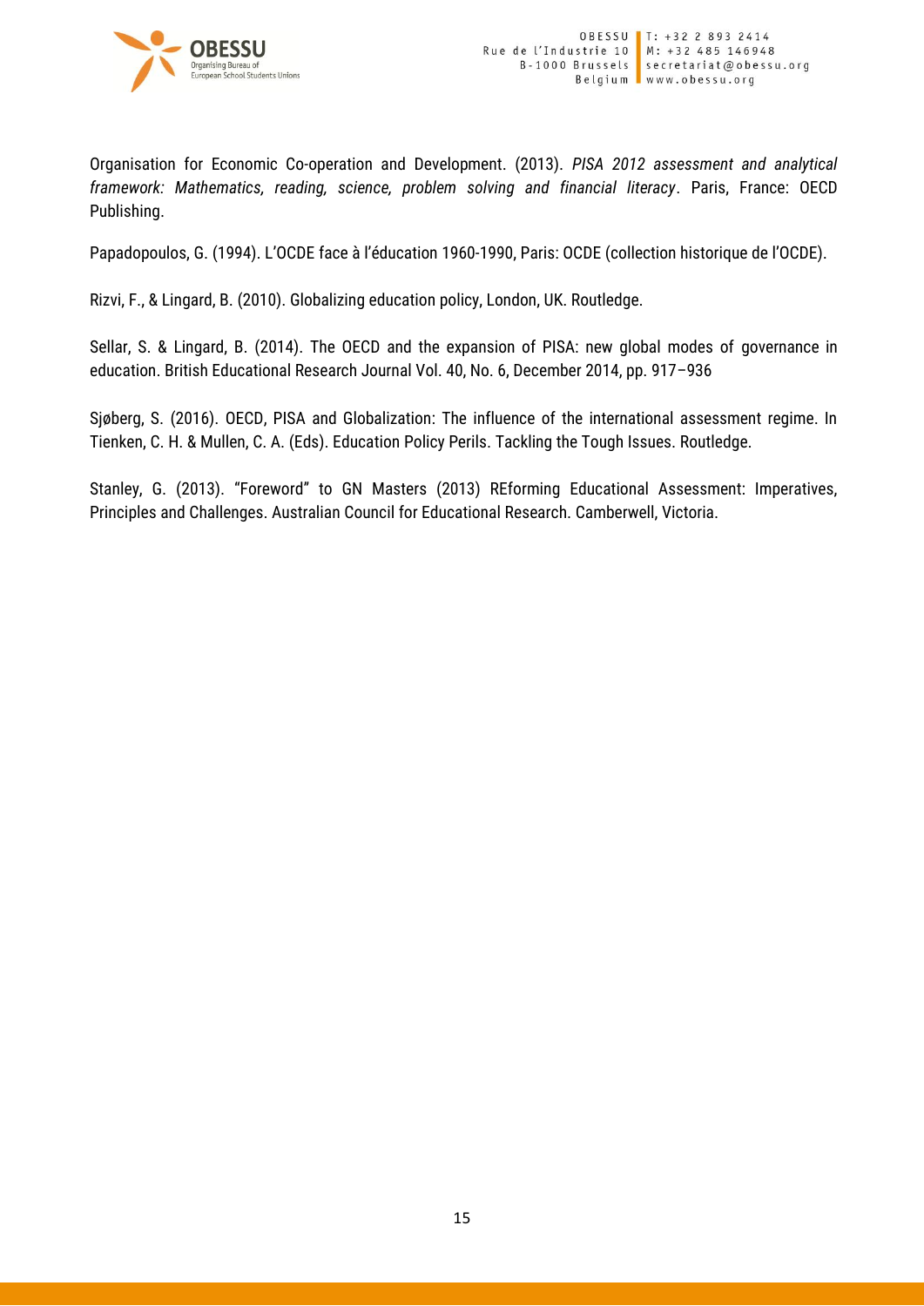Organisation for Economic Co-operation and Development. (2013). *PISA 2012 assessment and analytical framework: Mathematics, reading, science, problem solving and financial literacy*. Paris, France: OECD Publishing.

Papadopoulos, G. (1994). L'OCDE face à l'éducation 1960-1990, Paris: OCDE (collection historique de l'OCDE).

Rizvi, F., & Lingard, B. (2010). Globalizing education policy, London, UK. Routledge.

Sellar, S. & Lingard, B. (2014). The OECD and the expansion of PISA: new global modes of governance in education. British Educational Research Journal Vol. 40, No. 6, December 2014, pp. 917–936

Sjøberg, S. (2016). OECD, PISA and Globalization: The influence of the international assessment regime. In Tienken, C. H. & Mullen, C. A. (Eds). Education Policy Perils. Tackling the Tough Issues. Routledge.

Stanley, G. (2013). "Foreword" to GN Masters (2013) REforming Educational Assessment: Imperatives, Principles and Challenges. Australian Council for Educational Research. Camberwell, Victoria.